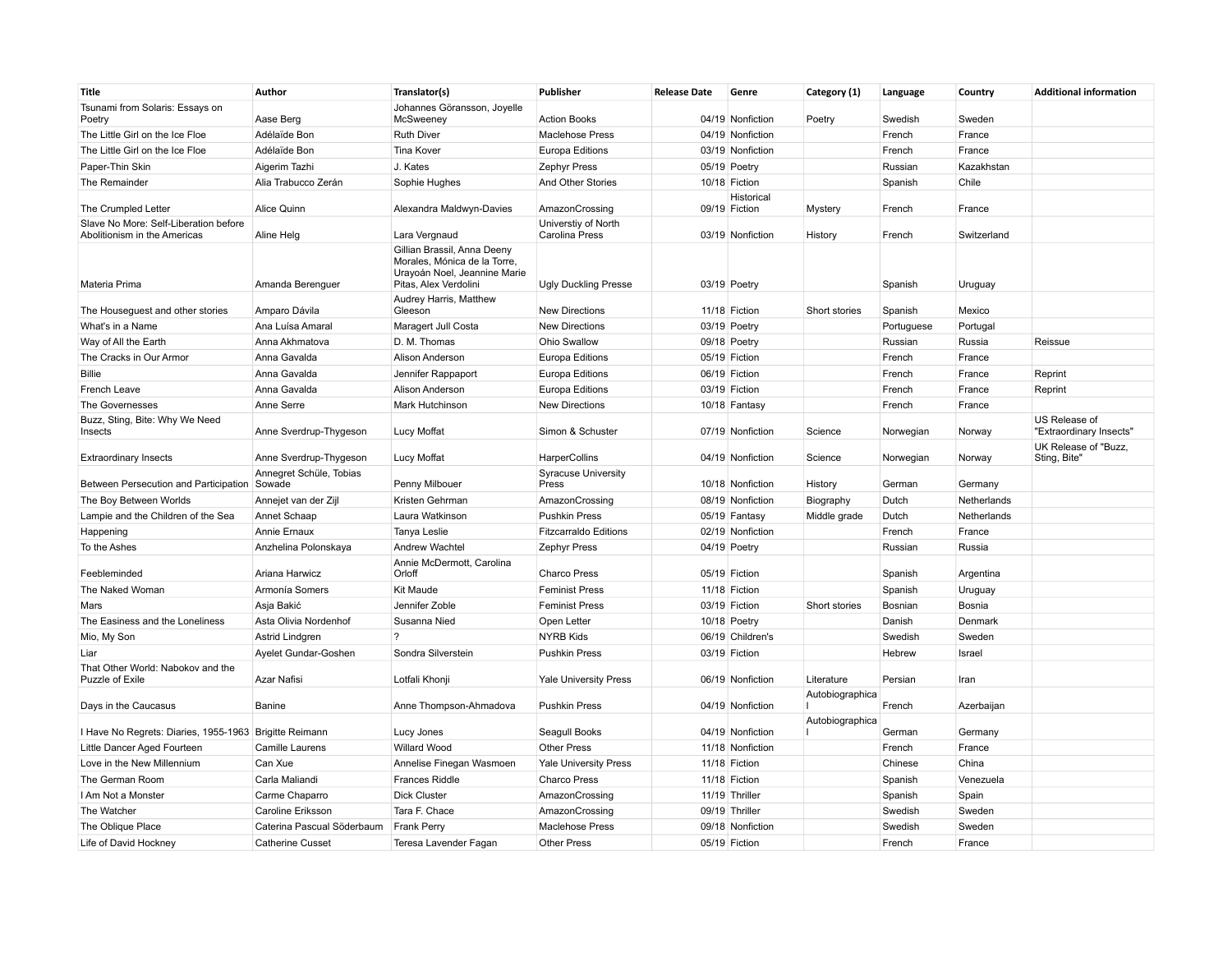| Title | Author | Translator(s) | Publisher | Release Date | Genre | Category (1) | Language | Country | Additional information |
|---|---|---|---|---|---|---|---|---|---|
| Tsunami from Solaris: Essays on Poetry | Aase Berg | Johannes Göransson, Joyelle McSweeney | Action Books | 04/19 | Nonfiction | Poetry | Swedish | Sweden | |
| The Little Girl on the Ice Floe | Adélaïde Bon | Ruth Diver | Maclehose Press | 04/19 | Nonfiction | | French | France | |
| The Little Girl on the Ice Floe | Adélaïde Bon | Tina Kover | Europa Editions | 03/19 | Nonfiction | | French | France | |
| Paper-Thin Skin | Aigerim Tazhi | J. Kates | Zephyr Press | 05/19 | Poetry | | Russian | Kazakhstan | |
| The Remainder | Alia Trabucco Zerán | Sophie Hughes | And Other Stories | 10/18 | Fiction | | Spanish | Chile | |
| The Crumpled Letter | Alice Quinn | Alexandra Maldwyn-Davies | AmazonCrossing | 09/19 | Historical Fiction | Mystery | French | France | |
| Slave No More: Self-Liberation before Abolitionism in the Americas | Aline Helg | Lara Vergnaud | Universtiy of North Carolina Press | 03/19 | Nonfiction | History | French | Switzerland | |
| Materia Prima | Amanda Berenguer | Gillian Brassil, Anna Deeny Morales, Mónica de la Torre, Urayoán Noel, Jeannine Marie Pitas, Alex Verdolini | Ugly Duckling Presse | 03/19 | Poetry | | Spanish | Uruguay | |
| The Houseguest and other stories | Amparo Dávila | Audrey Harris, Matthew Gleeson | New Directions | 11/18 | Fiction | Short stories | Spanish | Mexico | |
| What's in a Name | Ana Luísa Amaral | Maragert Jull Costa | New Directions | 03/19 | Poetry | | Portuguese | Portugal | |
| Way of All the Earth | Anna Akhmatova | D. M. Thomas | Ohio Swallow | 09/18 | Poetry | | Russian | Russia | Reissue |
| The Cracks in Our Armor | Anna Gavalda | Alison Anderson | Europa Editions | 05/19 | Fiction | | French | France | |
| Billie | Anna Gavalda | Jennifer Rappaport | Europa Editions | 06/19 | Fiction | | French | France | Reprint |
| French Leave | Anna Gavalda | Alison Anderson | Europa Editions | 03/19 | Fiction | | French | France | Reprint |
| The Governesses | Anne Serre | Mark Hutchinson | New Directions | 10/18 | Fantasy | | French | France | |
| Buzz, Sting, Bite: Why We Need Insects | Anne Sverdrup-Thygeson | Lucy Moffat | Simon & Schuster | 07/19 | Nonfiction | Science | Norwegian | Norway | US Release of "Extraordinary Insects" |
| Extraordinary Insects | Anne Sverdrup-Thygeson | Lucy Moffat | HarperCollins | 04/19 | Nonfiction | Science | Norwegian | Norway | UK Release of "Buzz, Sting, Bite" |
| Between Persecution and Participation | Annegret Schüle, Tobias Sowade | Penny Milbouer | Syracuse University Press | 10/18 | Nonfiction | History | German | Germany | |
| The Boy Between Worlds | Annejet van der Zijl | Kristen Gehrman | AmazonCrossing | 08/19 | Nonfiction | Biography | Dutch | Netherlands | |
| Lampie and the Children of the Sea | Annet Schaap | Laura Watkinson | Pushkin Press | 05/19 | Fantasy | Middle grade | Dutch | Netherlands | |
| Happening | Annie Ernaux | Tanya Leslie | Fitzcarraldo Editions | 02/19 | Nonfiction | | French | France | |
| To the Ashes | Anzhelina Polonskaya | Andrew Wachtel | Zephyr Press | 04/19 | Poetry | | Russian | Russia | |
| Feebleminded | Ariana Harwicz | Annie McDermott, Carolina Orloff | Charco Press | 05/19 | Fiction | | Spanish | Argentina | |
| The Naked Woman | Armonía Somers | Kit Maude | Feminist Press | 11/18 | Fiction | | Spanish | Uruguay | |
| Mars | Asja Bakić | Jennifer Zoble | Feminist Press | 03/19 | Fiction | Short stories | Bosnian | Bosnia | |
| The Easiness and the Loneliness | Asta Olivia Nordenhof | Susanna Nied | Open Letter | 10/18 | Poetry | | Danish | Denmark | |
| Mio, My Son | Astrid Lindgren | ? | NYRB Kids | 06/19 | Children's | | Swedish | Sweden | |
| Liar | Ayelet Gundar-Goshen | Sondra Silverstein | Pushkin Press | 03/19 | Fiction | | Hebrew | Israel | |
| That Other World: Nabokov and the Puzzle of Exile | Azar Nafisi | Lotfali Khonji | Yale University Press | 06/19 | Nonfiction | Literature | Persian | Iran | |
| Days in the Caucasus | Banine | Anne Thompson-Ahmadova | Pushkin Press | 04/19 | Nonfiction | Autobiographical | French | Azerbaijan | |
| I Have No Regrets: Diaries, 1955-1963 | Brigitte Reimann | Lucy Jones | Seagull Books | 04/19 | Nonfiction | Autobiographical | German | Germany | |
| Little Dancer Aged Fourteen | Camille Laurens | Willard Wood | Other Press | 11/18 | Nonfiction | | French | France | |
| Love in the New Millennium | Can Xue | Annelise Finegan Wasmoen | Yale University Press | 11/18 | Fiction | | Chinese | China | |
| The German Room | Carla Maliandi | Frances Riddle | Charco Press | 11/18 | Fiction | | Spanish | Venezuela | |
| I Am Not a Monster | Carme Chaparro | Dick Cluster | AmazonCrossing | 11/19 | Thriller | | Spanish | Spain | |
| The Watcher | Caroline Eriksson | Tara F. Chace | AmazonCrossing | 09/19 | Thriller | | Swedish | Sweden | |
| The Oblique Place | Caterina Pascual Söderbaum | Frank Perry | Maclehose Press | 09/18 | Nonfiction | | Swedish | Sweden | |
| Life of David Hockney | Catherine Cusset | Teresa Lavender Fagan | Other Press | 05/19 | Fiction | | French | France | |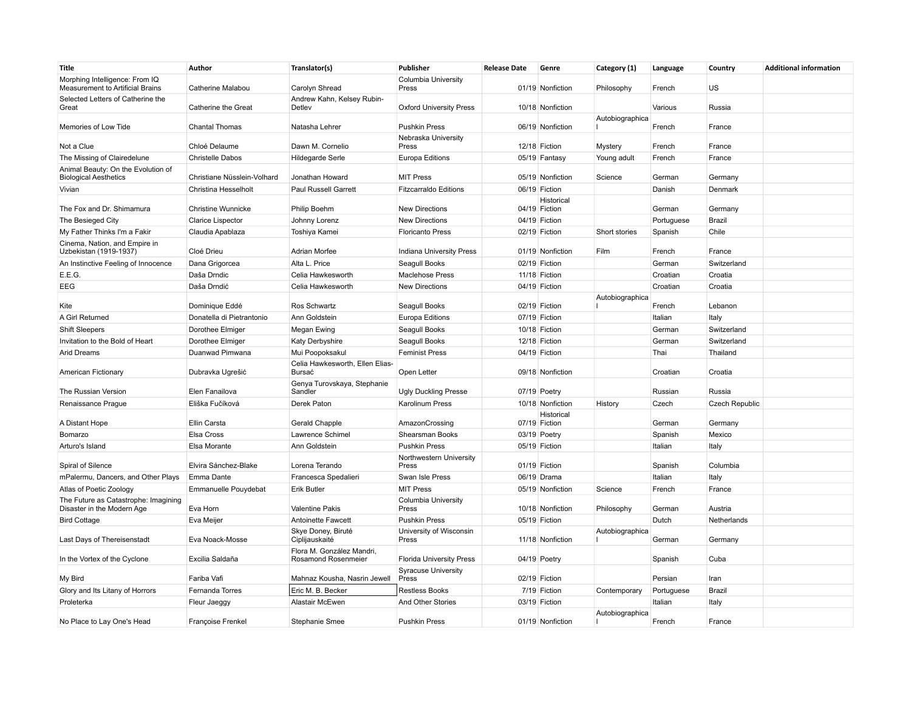| Title | Author | Translator(s) | Publisher | Release Date | Genre | Category (1) | Language | Country | Additional information |
|---|---|---|---|---|---|---|---|---|---|
| Morphing Intelligence: From IQ Measurement to Artificial Brains | Catherine Malabou | Carolyn Shread | Columbia University Press | 01/19 | Nonfiction | Philosophy | French | US | |
| Selected Letters of Catherine the Great | Catherine the Great | Andrew Kahn, Kelsey Rubin-Detlev | Oxford University Press | 10/18 | Nonfiction | | Various | Russia | |
| Memories of Low Tide | Chantal Thomas | Natasha Lehrer | Pushkin Press | 06/19 | Nonfiction | Autobiographical | French | France | |
| Not a Clue | Chloé Delaume | Dawn M. Cornelio | Nebraska University Press | 12/18 | Fiction | Mystery | French | France | |
| The Missing of Clairedelune | Christelle Dabos | Hildegarde Serle | Europa Editions | 05/19 | Fantasy | Young adult | French | France | |
| Animal Beauty: On the Evolution of Biological Aesthetics | Christiane Nüsslein-Volhard | Jonathan Howard | MIT Press | 05/19 | Nonfiction | Science | German | Germany | |
| Vivian | Christina Hesselholt | Paul Russell Garrett | Fitzcarraldo Editions | 06/19 | Fiction | | Danish | Denmark | |
| The Fox and Dr. Shimamura | Christine Wunnicke | Philip Boehm | New Directions | 04/19 | Historical Fiction | | German | Germany | |
| The Besieged City | Clarice Lispector | Johnny Lorenz | New Directions | 04/19 | Fiction | | Portuguese | Brazil | |
| My Father Thinks I'm a Fakir | Claudia Apablaza | Toshiya Kamei | Floricanto Press | 02/19 | Fiction | Short stories | Spanish | Chile | |
| Cinema, Nation, and Empire in Uzbekistan (1919-1937) | Cloé Drieu | Adrian Morfee | Indiana University Press | 01/19 | Nonfiction | Film | French | France | |
| An Instinctive Feeling of Innocence | Dana Grigorcea | Alta L. Price | Seagull Books | 02/19 | Fiction | | German | Switzerland | |
| E.E.G. | Daša Drndic | Celia Hawkesworth | Maclehose Press | 11/18 | Fiction | | Croatian | Croatia | |
| EEG | Daša Drndić | Celia Hawkesworth | New Directions | 04/19 | Fiction | | Croatian | Croatia | |
| Kite | Dominique Eddé | Ros Schwartz | Seagull Books | 02/19 | Fiction | Autobiographical | French | Lebanon | |
| A Girl Returned | Donatella di Pietrantonio | Ann Goldstein | Europa Editions | 07/19 | Fiction | | Italian | Italy | |
| Shift Sleepers | Dorothee Elmiger | Megan Ewing | Seagull Books | 10/18 | Fiction | | German | Switzerland | |
| Invitation to the Bold of Heart | Dorothee Elmiger | Katy Derbyshire | Seagull Books | 12/18 | Fiction | | German | Switzerland | |
| Arid Dreams | Duanwad Pimwana | Mui Poopoksakul | Feminist Press | 04/19 | Fiction | | Thai | Thailand | |
| American Fictionary | Dubravka Ugrešić | Celia Hawkesworth, Ellen Elias-Bursać | Open Letter | 09/18 | Nonfiction | | Croatian | Croatia | |
| The Russian Version | Elen Fanailova | Genya Turovskaya, Stephanie Sandler | Ugly Duckling Presse | 07/19 | Poetry | | Russian | Russia | |
| Renaissance Prague | Eliška Fučíková | Derek Paton | Karolinum Press | 10/18 | Nonfiction | History | Czech | Czech Republic | |
| A Distant Hope | Ellin Carsta | Gerald Chapple | AmazonCrossing | 07/19 | Historical Fiction | | German | Germany | |
| Bomarzo | Elsa Cross | Lawrence Schimel | Shearsman Books | 03/19 | Poetry | | Spanish | Mexico | |
| Arturo's Island | Elsa Morante | Ann Goldstein | Pushkin Press | 05/19 | Fiction | | Italian | Italy | |
| Spiral of Silence | Elvira Sánchez-Blake | Lorena Terando | Northwestern University Press | 01/19 | Fiction | | Spanish | Columbia | |
| mPalermu, Dancers, and Other Plays | Emma Dante | Francesca Spedalieri | Swan Isle Press | 06/19 | Drama | | Italian | Italy | |
| Atlas of Poetic Zoology | Emmanuelle Pouydebat | Erik Butler | MIT Press | 05/19 | Nonfiction | Science | French | France | |
| The Future as Catastrophe: Imagining Disaster in the Modern Age | Eva Horn | Valentine Pakis | Columbia University Press | 10/18 | Nonfiction | Philosophy | German | Austria | |
| Bird Cottage | Eva Meijer | Antoinette Fawcett | Pushkin Press | 05/19 | Fiction | | Dutch | Netherlands | |
| Last Days of Thereisenstadt | Eva Noack-Mosse | Skye Doney, Biruté Ciplijauskaité | University of Wisconsin Press | 11/18 | Nonfiction | Autobiographical | German | Germany | |
| In the Vortex of the Cyclone | Excilia Saldaña | Flora M. González Mandri, Rosamond Rosenmeier | Florida University Press | 04/19 | Poetry | | Spanish | Cuba | |
| My Bird | Fariba Vafi | Mahnaz Kousha, Nasrin Jewell | Syracuse University Press | 02/19 | Fiction | | Persian | Iran | |
| Glory and Its Litany of Horrors | Fernanda Torres | Eric M. B. Becker | Restless Books | 7/19 | Fiction | Contemporary | Portuguese | Brazil | |
| Proleterka | Fleur Jaeggy | Alastair McEwen | And Other Stories | 03/19 | Fiction | | Italian | Italy | |
| No Place to Lay One's Head | Françoise Frenkel | Stephanie Smee | Pushkin Press | 01/19 | Nonfiction | Autobiographical | French | France | |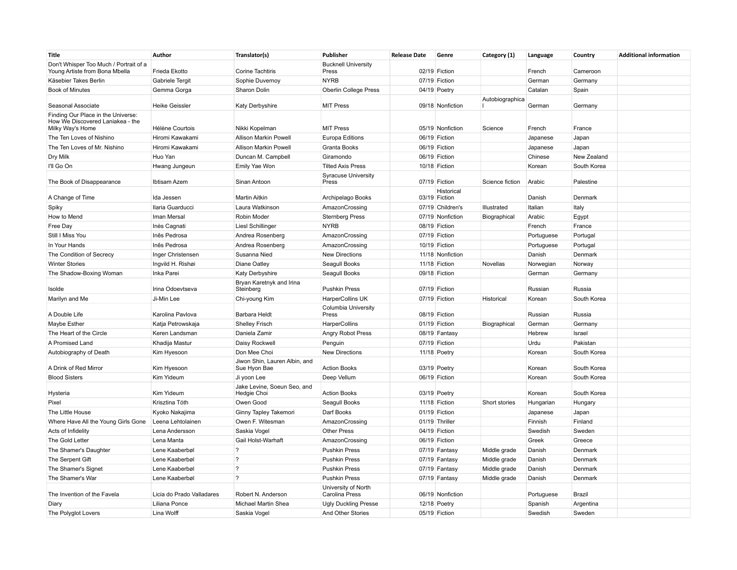| Title | Author | Translator(s) | Publisher | Release Date | Genre | Category (1) | Language | Country | Additional information |
|---|---|---|---|---|---|---|---|---|---|
| Don't Whisper Too Much / Portrait of a Young Artiste from Bona Mbella | Frieda Ekotto | Corine Tachtiris | Bucknell University Press | 02/19 | Fiction | | French | Cameroon | |
| Käsebier Takes Berlin | Gabriele Tergit | Sophie Duvernoy | NYRB | 07/19 | Fiction | | German | Germany | |
| Book of Minutes | Gemma Gorga | Sharon Dolin | Oberlin College Press | 04/19 | Poetry | | Catalan | Spain | |
| Seasonal Associate | Heike Geissler | Katy Derbyshire | MIT Press | 09/18 | Nonfiction | Autobiographical | German | Germany | |
| Finding Our Place in the Universe: How We Discovered Laniakea - the Milky Way's Home | Hélène Courtois | Nikki Kopelman | MIT Press | 05/19 | Nonfiction | Science | French | France | |
| The Ten Loves of Nishino | Hiromi Kawakami | Allison Markin Powell | Europa Editions | 06/19 | Fiction | | Japanese | Japan | |
| The Ten Loves of Mr. Nishino | Hiromi Kawakami | Allison Markin Powell | Granta Books | 06/19 | Fiction | | Japanese | Japan | |
| Dry Milk | Huo Yan | Duncan M. Campbell | Giramondo | 06/19 | Fiction | | Chinese | New Zealand | |
| I'll Go On | Hwang Jungeun | Emily Yae Won | Tilted Axis Press | 10/18 | Fiction | | Korean | South Korea | |
| The Book of Disappearance | Ibtisam Azem | Sinan Antoon | Syracuse University Press | 07/19 | Fiction | Science fiction | Arabic | Palestine | |
| A Change of Time | Ida Jessen | Martin Aitkin | Archipelago Books | 03/19 | Historical Fiction | | Danish | Denmark | |
| Spiky | Ilaria Guarducci | Laura Watkinson | AmazonCrossing | 07/19 | Children's | Illustrated | Italian | Italy | |
| How to Mend | Iman Mersal | Robin Moder | Sternberg Press | 07/19 | Nonfiction | Biographical | Arabic | Egypt | |
| Free Day | Inès Cagnati | Liesl Schillinger | NYRB | 08/19 | Fiction | | French | France | |
| Still I Miss You | Inês Pedrosa | Andrea Rosenberg | AmazonCrossing | 07/19 | Fiction | | Portuguese | Portugal | |
| In Your Hands | Inês Pedrosa | Andrea Rosenberg | AmazonCrossing | 10/19 | Fiction | | Portuguese | Portugal | |
| The Condition of Secrecy | Inger Christensen | Susanna Nied | New Directions | 11/18 | Nonfiction | | Danish | Denmark | |
| Winter Stories | Ingvild H. Rishøi | Diane Oatley | Seagull Books | 11/18 | Fiction | Novellas | Norwegian | Norway | |
| The Shadow-Boxing Woman | Inka Parei | Katy Derbyshire | Seagull Books | 09/18 | Fiction | | German | Germany | |
| Isolde | Irina Odoevtseva | Bryan Karetnyk and Irina Steinberg | Pushkin Press | 07/19 | Fiction | | Russian | Russia | |
| Marilyn and Me | Ji-Min Lee | Chi-young Kim | HarperCollins UK | 07/19 | Fiction | Historical | Korean | South Korea | |
| A Double Life | Karolina Pavlova | Barbara Heldt | Columbia University Press | 08/19 | Fiction | | Russian | Russia | |
| Maybe Esther | Katja Petrowskaja | Shelley Frisch | HarperCollins | 01/19 | Fiction | Biographical | German | Germany | |
| The Heart of the Circle | Keren Landsman | Daniela Zamir | Angry Robot Press | 08/19 | Fantasy | | Hebrew | Israel | |
| A Promised Land | Khadija Mastur | Daisy Rockwell | Penguin | 07/19 | Fiction | | Urdu | Pakistan | |
| Autobiography of Death | Kim Hyesoon | Don Mee Choi | New Directions | 11/18 | Poetry | | Korean | South Korea | |
| A Drink of Red Mirror | Kim Hyesoon | Jiwon Shin, Lauren Albin, and Sue Hyon Bae | Action Books | 03/19 | Poetry | | Korean | South Korea | |
| Blood Sisters | Kim Yideum | Ji yoon Lee | Deep Vellum | 06/19 | Fiction | | Korean | South Korea | |
| Hysteria | Kim Yideum | Jake Levine, Soeun Seo, and Hedgie Choi | Action Books | 03/19 | Poetry | | Korean | South Korea | |
| Pixel | Krisztina Tóth | Owen Good | Seagull Books | 11/18 | Fiction | Short stories | Hungarian | Hungary | |
| The Little House | Kyoko Nakajima | Ginny Tapley Takemori | Darf Books | 01/19 | Fiction | | Japanese | Japan | |
| Where Have All the Young Girls Gone | Leena Lehtolainen | Owen F. Witesman | AmazonCrossing | 01/19 | Thriller | | Finnish | Finland | |
| Acts of Infidelity | Lena Andersson | Saskia Vogel | Other Press | 04/19 | Fiction | | Swedish | Sweden | |
| The Gold Letter | Lena Manta | Gail Holst-Warhaft | AmazonCrossing | 06/19 | Fiction | | Greek | Greece | |
| The Shamer's Daughter | Lene Kaaberbøl | ? | Pushkin Press | 07/19 | Fantasy | Middle grade | Danish | Denmark | |
| The Serpent Gift | Lene Kaaberbøl | ? | Pushkin Press | 07/19 | Fantasy | Middle grade | Danish | Denmark | |
| The Shamer's Signet | Lene Kaaberbøl | ? | Pushkin Press | 07/19 | Fantasy | Middle grade | Danish | Denmark | |
| The Shamer's War | Lene Kaaberbøl | ? | Pushkin Press | 07/19 | Fantasy | Middle grade | Danish | Denmark | |
| The Invention of the Favela | Licia do Prado Valladares | Robert N. Anderson | University of North Carolina Press | 06/19 | Nonfiction | | Portuguese | Brazil | |
| Diary | Liliana Ponce | Michael Martin Shea | Ugly Duckling Presse | 12/18 | Poetry | | Spanish | Argentina | |
| The Polyglot Lovers | Lina Wolff | Saskia Vogel | And Other Stories | 05/19 | Fiction | | Swedish | Sweden | |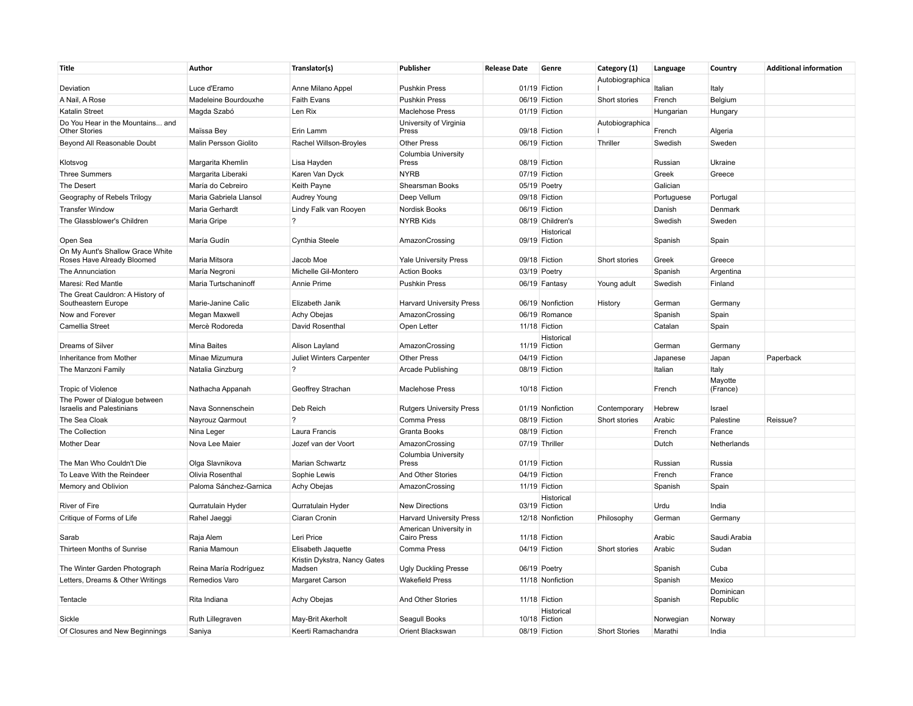| Title | Author | Translator(s) | Publisher | Release Date | Genre | Category (1) | Language | Country | Additional information |
|---|---|---|---|---|---|---|---|---|---|
| Deviation | Luce d'Eramo | Anne Milano Appel | Pushkin Press | 01/19 | Fiction | Autobiographical | Italian | Italy | |
| A Nail, A Rose | Madeleine Bourdouxhe | Faith Evans | Pushkin Press | 06/19 | Fiction | Short stories | French | Belgium | |
| Katalin Street | Magda Szabó | Len Rix | Maclehose Press | 01/19 | Fiction | | Hungarian | Hungary | |
| Do You Hear in the Mountains... and Other Stories | Maïssa Bey | Erin Lamm | University of Virginia Press | 09/18 | Fiction | Autobiographical | French | Algeria | |
| Beyond All Reasonable Doubt | Malin Persson Giolito | Rachel Willson-Broyles | Other Press | 06/19 | Fiction | Thriller | Swedish | Sweden | |
| Klotsvog | Margarita Khemlin | Lisa Hayden | Columbia University Press | 08/19 | Fiction | | Russian | Ukraine | |
| Three Summers | Margarita Liberaki | Karen Van Dyck | NYRB | 07/19 | Fiction | | Greek | Greece | |
| The Desert | María do Cebreiro | Keith Payne | Shearsman Books | 05/19 | Poetry | | Galician | | |
| Geography of Rebels Trilogy | Maria Gabriela Llansol | Audrey Young | Deep Vellum | 09/18 | Fiction | | Portuguese | Portugal | |
| Transfer Window | Maria Gerhardt | Lindy Falk van Rooyen | Nordisk Books | 06/19 | Fiction | | Danish | Denmark | |
| The Glassblower's Children | Maria Gripe | ? | NYRB Kids | 08/19 | Children's | | Swedish | Sweden | |
| Open Sea | María Gudín | Cynthia Steele | AmazonCrossing | 09/19 | Historical Fiction | | Spanish | Spain | |
| On My Aunt's Shallow Grace White Roses Have Already Bloomed | Maria Mitsora | Jacob Moe | Yale University Press | 09/18 | Fiction | Short stories | Greek | Greece | |
| The Annunciation | María Negroni | Michelle Gil-Montero | Action Books | 03/19 | Poetry | | Spanish | Argentina | |
| Maresi: Red Mantle | Maria Turtschaninoff | Annie Prime | Pushkin Press | 06/19 | Fantasy | Young adult | Swedish | Finland | |
| The Great Cauldron: A History of Southeastern Europe | Marie-Janine Calic | Elizabeth Janik | Harvard University Press | 06/19 | Nonfiction | History | German | Germany | |
| Now and Forever | Megan Maxwell | Achy Obejas | AmazonCrossing | 06/19 | Romance | | Spanish | Spain | |
| Camellia Street | Mercè Rodoreda | David Rosenthal | Open Letter | 11/18 | Fiction | | Catalan | Spain | |
| Dreams of Silver | Mina Baites | Alison Layland | AmazonCrossing | 11/19 | Historical Fiction | | German | Germany | |
| Inheritance from Mother | Minae Mizumura | Juliet Winters Carpenter | Other Press | 04/19 | Fiction | | Japanese | Japan | Paperback |
| The Manzoni Family | Natalia Ginzburg | ? | Arcade Publishing | 08/19 | Fiction | | Italian | Italy | |
| Tropic of Violence | Nathacha Appanah | Geoffrey Strachan | Maclehose Press | 10/18 | Fiction | | French | Mayotte (France) | |
| The Power of Dialogue between Israelis and Palestinians | Nava Sonnenschein | Deb Reich | Rutgers University Press | 01/19 | Nonfiction | Contemporary | Hebrew | Israel | |
| The Sea Cloak | Nayrouz Qarmout | ? | Comma Press | 08/19 | Fiction | Short stories | Arabic | Palestine | Reissue? |
| The Collection | Nina Leger | Laura Francis | Granta Books | 08/19 | Fiction | | French | France | |
| Mother Dear | Nova Lee Maier | Jozef van der Voort | AmazonCrossing | 07/19 | Thriller | | Dutch | Netherlands | |
| The Man Who Couldn't Die | Olga Slavnikova | Marian Schwartz | Columbia University Press | 01/19 | Fiction | | Russian | Russia | |
| To Leave With the Reindeer | Olivia Rosenthal | Sophie Lewis | And Other Stories | 04/19 | Fiction | | French | France | |
| Memory and Oblivion | Paloma Sánchez-Garnica | Achy Obejas | AmazonCrossing | 11/19 | Fiction | | Spanish | Spain | |
| River of Fire | Qurratulain Hyder | Qurratulain Hyder | New Directions | 03/19 | Historical Fiction | | Urdu | India | |
| Critique of Forms of Life | Rahel Jaeggi | Ciaran Cronin | Harvard University Press | 12/18 | Nonfiction | Philosophy | German | Germany | |
| Sarab | Raja Alem | Leri Price | American University in Cairo Press | 11/18 | Fiction | | Arabic | Saudi Arabia | |
| Thirteen Months of Sunrise | Rania Mamoun | Elisabeth Jaquette | Comma Press | 04/19 | Fiction | Short stories | Arabic | Sudan | |
| The Winter Garden Photograph | Reina María Rodríguez | Kristin Dykstra, Nancy Gates Madsen | Ugly Duckling Presse | 06/19 | Poetry | | Spanish | Cuba | |
| Letters, Dreams & Other Writings | Remedios Varo | Margaret Carson | Wakefield Press | 11/18 | Nonfiction | | Spanish | Mexico | |
| Tentacle | Rita Indiana | Achy Obejas | And Other Stories | 11/18 | Fiction | | Spanish | Dominican Republic | |
| Sickle | Ruth Lillegraven | May-Brit Akerholt | Seagull Books | 10/18 | Historical Fiction | | Norwegian | Norway | |
| Of Closures and New Beginnings | Saniya | Keerti Ramachandra | Orient Blackswan | 08/19 | Fiction | Short Stories | Marathi | India | |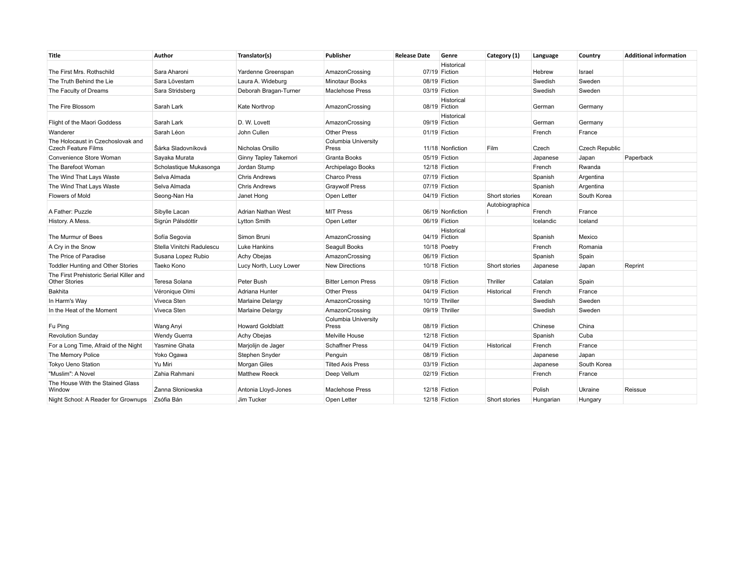| Title | Author | Translator(s) | Publisher | Release Date | Genre | Category (1) | Language | Country | Additional information |
|---|---|---|---|---|---|---|---|---|---|
| The First Mrs. Rothschild | Sara Aharoni | Yardenne Greenspan | AmazonCrossing | 07/19 | Historical Fiction | | Hebrew | Israel | |
| The Truth Behind the Lie | Sara Lövestam | Laura A. Wideburg | Minotaur Books | 08/19 | Fiction | | Swedish | Sweden | |
| The Faculty of Dreams | Sara Stridsberg | Deborah Bragan-Turner | Maclehose Press | 03/19 | Fiction | | Swedish | Sweden | |
| The Fire Blossom | Sarah Lark | Kate Northrop | AmazonCrossing | 08/19 | Historical Fiction | | German | Germany | |
| Flight of the Maori Goddess | Sarah Lark | D. W. Lovett | AmazonCrossing | 09/19 | Historical Fiction | | German | Germany | |
| Wanderer | Sarah Léon | John Cullen | Other Press | 01/19 | Fiction | | French | France | |
| The Holocaust in Czechoslovak and Czech Feature Films | Šárka Sladovníková | Nicholas Orsillo | Columbia University Press | 11/18 | Nonfiction | Film | Czech | Czech Republic | |
| Convenience Store Woman | Sayaka Murata | Ginny Tapley Takemori | Granta Books | 05/19 | Fiction | | Japanese | Japan | Paperback |
| The Barefoot Woman | Scholastique Mukasonga | Jordan Stump | Archipelago Books | 12/18 | Fiction | | French | Rwanda | |
| The Wind That Lays Waste | Selva Almada | Chris Andrews | Charco Press | 07/19 | Fiction | | Spanish | Argentina | |
| The Wind That Lays Waste | Selva Almada | Chris Andrews | Graywolf Press | 07/19 | Fiction | | Spanish | Argentina | |
| Flowers of Mold | Seong-Nan Ha | Janet Hong | Open Letter | 04/19 | Fiction | Short stories | Korean | South Korea | |
| A Father: Puzzle | Sibylle Lacan | Adrian Nathan West | MIT Press | 06/19 | Nonfiction | Autobiographical | French | France | |
| History. A Mess. | Sigrún Pálsdóttir | Lytton Smith | Open Letter | 06/19 | Fiction | | Icelandic | Iceland | |
| The Murmur of Bees | Sofía Segovia | Simon Bruni | AmazonCrossing | 04/19 | Historical Fiction | | Spanish | Mexico | |
| A Cry in the Snow | Stella Vinitchi Radulescu | Luke Hankins | Seagull Books | 10/18 | Poetry | | French | Romania | |
| The Price of Paradise | Susana Lopez Rubio | Achy Obejas | AmazonCrossing | 06/19 | Fiction | | Spanish | Spain | |
| Toddler Hunting and Other Stories | Taeko Kono | Lucy North, Lucy Lower | New Directions | 10/18 | Fiction | Short stories | Japanese | Japan | Reprint |
| The First Prehistoric Serial Killer and Other Stories | Teresa Solana | Peter Bush | Bitter Lemon Press | 09/18 | Fiction | Thriller | Catalan | Spain | |
| Bakhita | Véronique Olmi | Adriana Hunter | Other Press | 04/19 | Fiction | Historical | French | France | |
| In Harm's Way | Viveca Sten | Marlaine Delargy | AmazonCrossing | 10/19 | Thriller | | Swedish | Sweden | |
| In the Heat of the Moment | Viveca Sten | Marlaine Delargy | AmazonCrossing | 09/19 | Thriller | | Swedish | Sweden | |
| Fu Ping | Wang Anyi | Howard Goldblatt | Columbia University Press | 08/19 | Fiction | | Chinese | China | |
| Revolution Sunday | Wendy Guerra | Achy Obejas | Melville House | 12/18 | Fiction | | Spanish | Cuba | |
| For a Long Time, Afraid of the Night | Yasmine Ghata | Marjolijn de Jager | Schaffner Press | 04/19 | Fiction | Historical | French | France | |
| The Memory Police | Yoko Ogawa | Stephen Snyder | Penguin | 08/19 | Fiction | | Japanese | Japan | |
| Tokyo Ueno Station | Yu Miri | Morgan Giles | Tilted Axis Press | 03/19 | Fiction | | Japanese | South Korea | |
| "Muslim": A Novel | Zahia Rahmani | Matthew Reeck | Deep Vellum | 02/19 | Fiction | | French | France | |
| The House With the Stained Glass Window | Żanna Słoniowska | Antonia Lloyd-Jones | Maclehose Press | 12/18 | Fiction | | Polish | Ukraine | Reissue |
| Night School: A Reader for Grownups | Zsófia Bán | Jim Tucker | Open Letter | 12/18 | Fiction | Short stories | Hungarian | Hungary | |